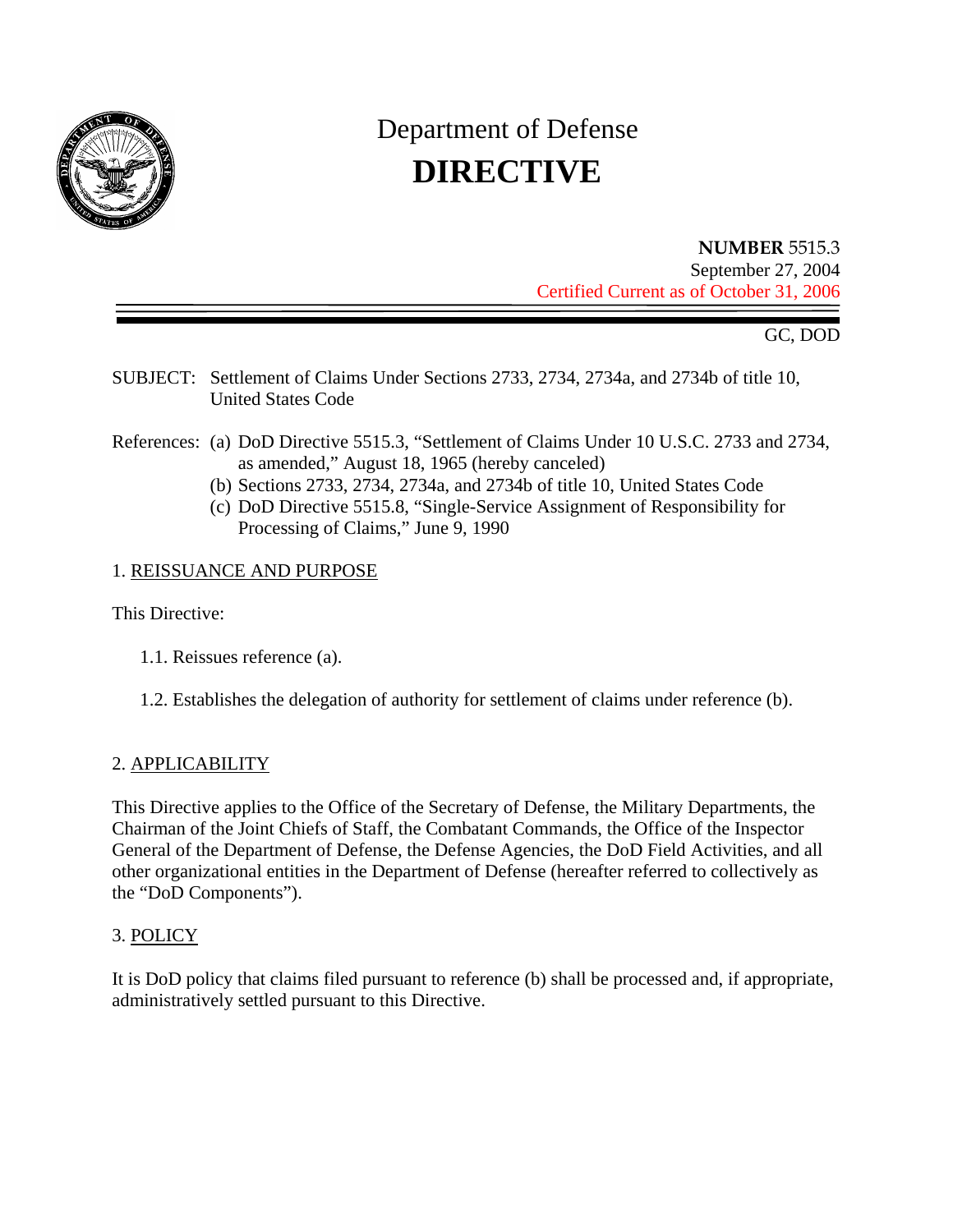# Department of Defense
# DIRECTIVE

**NUMBER** 5515.3
September 27, 2004
Certified Current as of October 31, 2006

GC, DOD

SUBJECT: Settlement of Claims Under Sections 2733, 2734, 2734a, and 2734b of title 10, United States Code

References: (a) DoD Directive 5515.3, "Settlement of Claims Under 10 U.S.C. 2733 and 2734, as amended," August 18, 1965 (hereby canceled)
(b) Sections 2733, 2734, 2734a, and 2734b of title 10, United States Code
(c) DoD Directive 5515.8, "Single-Service Assignment of Responsibility for Processing of Claims," June 9, 1990

## 1. REISSUANCE AND PURPOSE

This Directive:

1.1. Reissues reference (a).

1.2. Establishes the delegation of authority for settlement of claims under reference (b).

## 2. APPLICABILITY

This Directive applies to the Office of the Secretary of Defense, the Military Departments, the Chairman of the Joint Chiefs of Staff, the Combatant Commands, the Office of the Inspector General of the Department of Defense, the Defense Agencies, the DoD Field Activities, and all other organizational entities in the Department of Defense (hereafter referred to collectively as the "DoD Components").

## 3. POLICY

It is DoD policy that claims filed pursuant to reference (b) shall be processed and, if appropriate, administratively settled pursuant to this Directive.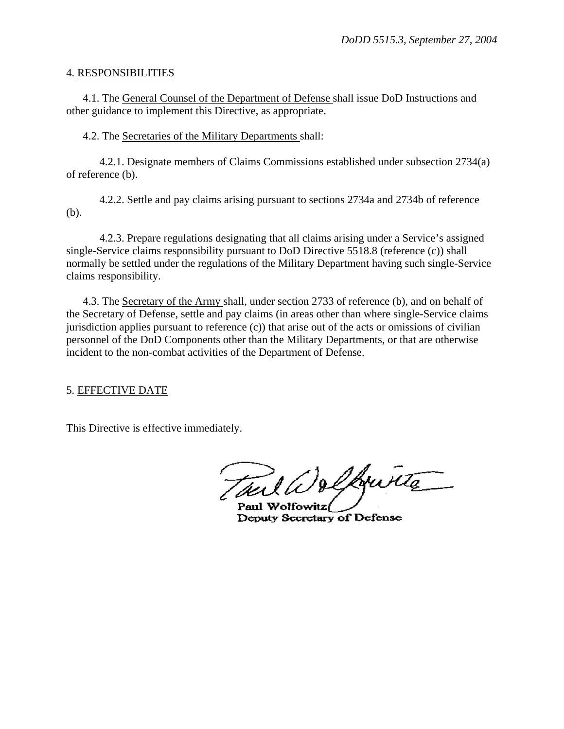4. RESPONSIBILITIES

4.1. The General Counsel of the Department of Defense shall issue DoD Instructions and other guidance to implement this Directive, as appropriate.

4.2. The Secretaries of the Military Departments shall:

4.2.1. Designate members of Claims Commissions established under subsection 2734(a) of reference (b).

4.2.2. Settle and pay claims arising pursuant to sections 2734a and 2734b of reference (b).

4.2.3. Prepare regulations designating that all claims arising under a Service's assigned single-Service claims responsibility pursuant to DoD Directive 5518.8 (reference (c)) shall normally be settled under the regulations of the Military Department having such single-Service claims responsibility.

4.3. The Secretary of the Army shall, under section 2733 of reference (b), and on behalf of the Secretary of Defense, settle and pay claims (in areas other than where single-Service claims jurisdiction applies pursuant to reference (c)) that arise out of the acts or omissions of civilian personnel of the DoD Components other than the Military Departments, or that are otherwise incident to the non-combat activities of the Department of Defense.

5. EFFECTIVE DATE

This Directive is effective immediately.

Paul Wolfowitz
Deputy Secretary of Defense